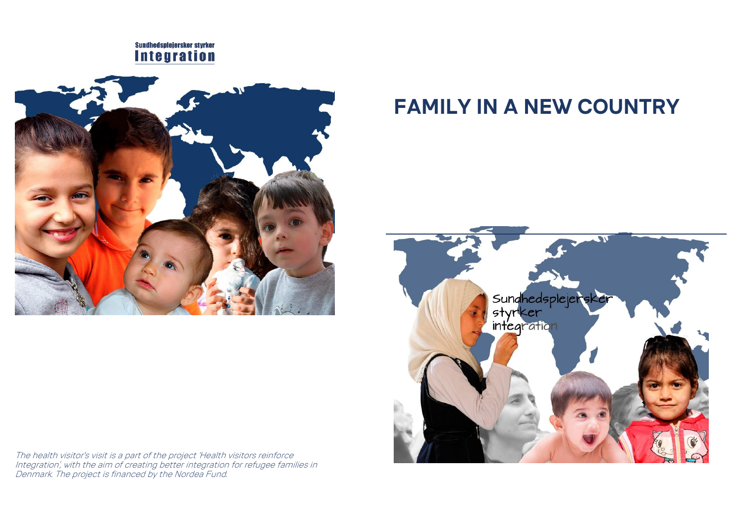Sundhedsplejersker styrker
**Integration**

# FAMILY IN A NEW COUNTRY

Sundhedsplejersker styrker integration

*The health visitor's visit is a part of the project 'Health visitors reinforce Integration', with the aim of creating better integration for refugee families in Denmark. The project is financed by the Nordea Fund.*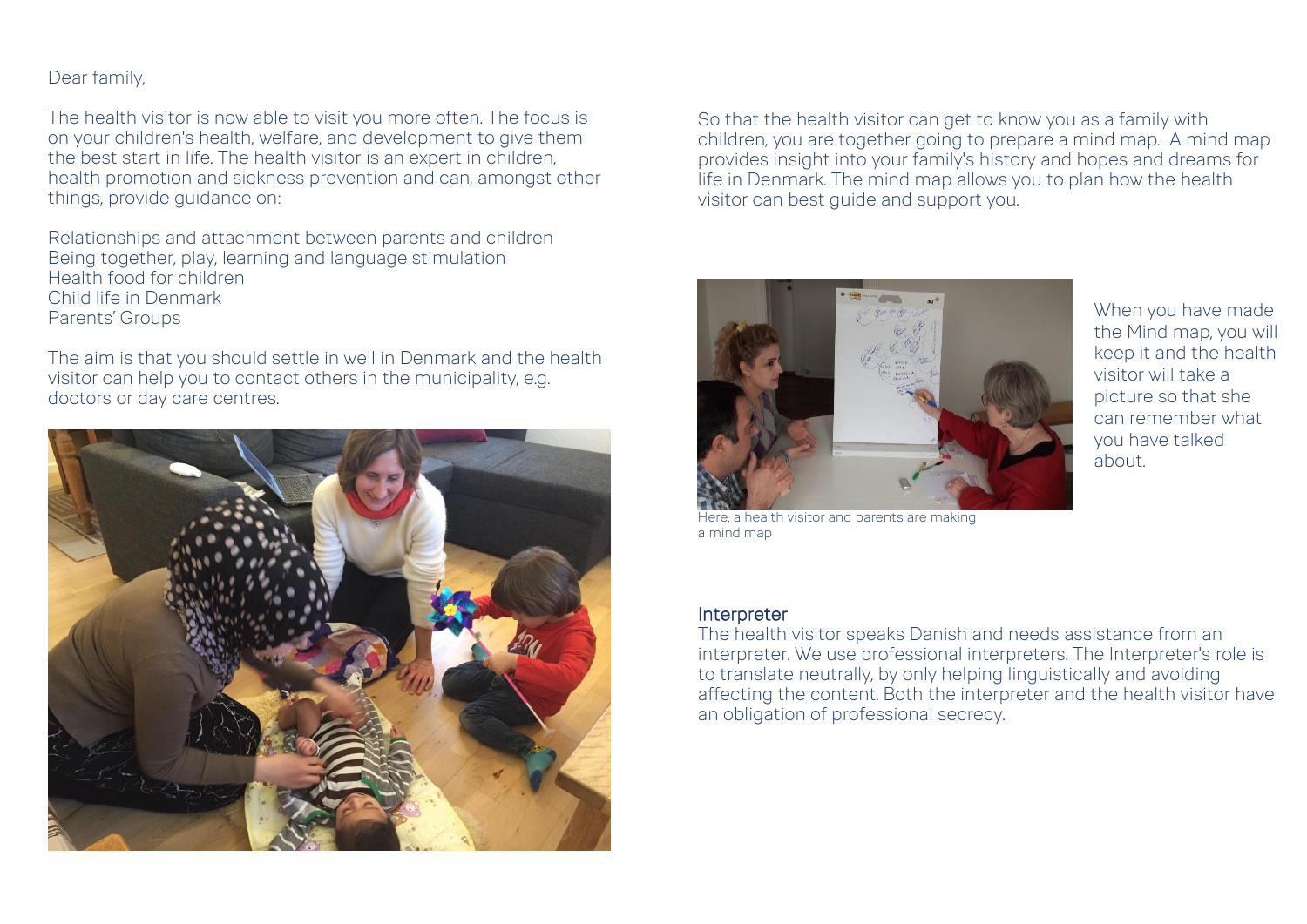Dear family,

The health visitor is now able to visit you more often. The focus is on your children's health, welfare, and development to give them the best start in life. The health visitor is an expert in children, health promotion and sickness prevention and can, amongst other things, provide guidance on:

Relationships and attachment between parents and children
Being together, play, learning and language stimulation
Health food for children
Child life in Denmark
Parents' Groups

The aim is that you should settle in well in Denmark and the health visitor can help you to contact others in the municipality, e.g. doctors or day care centres.

So that the health visitor can get to know you as a family with children, you are together going to prepare a mind map. A mind map provides insight into your family's history and hopes and dreams for life in Denmark. The mind map allows you to plan how the health visitor can best guide and support you.

Here, a health visitor and parents are making a mind map

When you have made the Mind map, you will keep it and the health visitor will take a picture so that she can remember what you have talked about.

## Interpreter

The health visitor speaks Danish and needs assistance from an interpreter. We use professional interpreters. The Interpreter's role is to translate neutrally, by only helping linguistically and avoiding affecting the content. Both the interpreter and the health visitor have an obligation of professional secrecy.